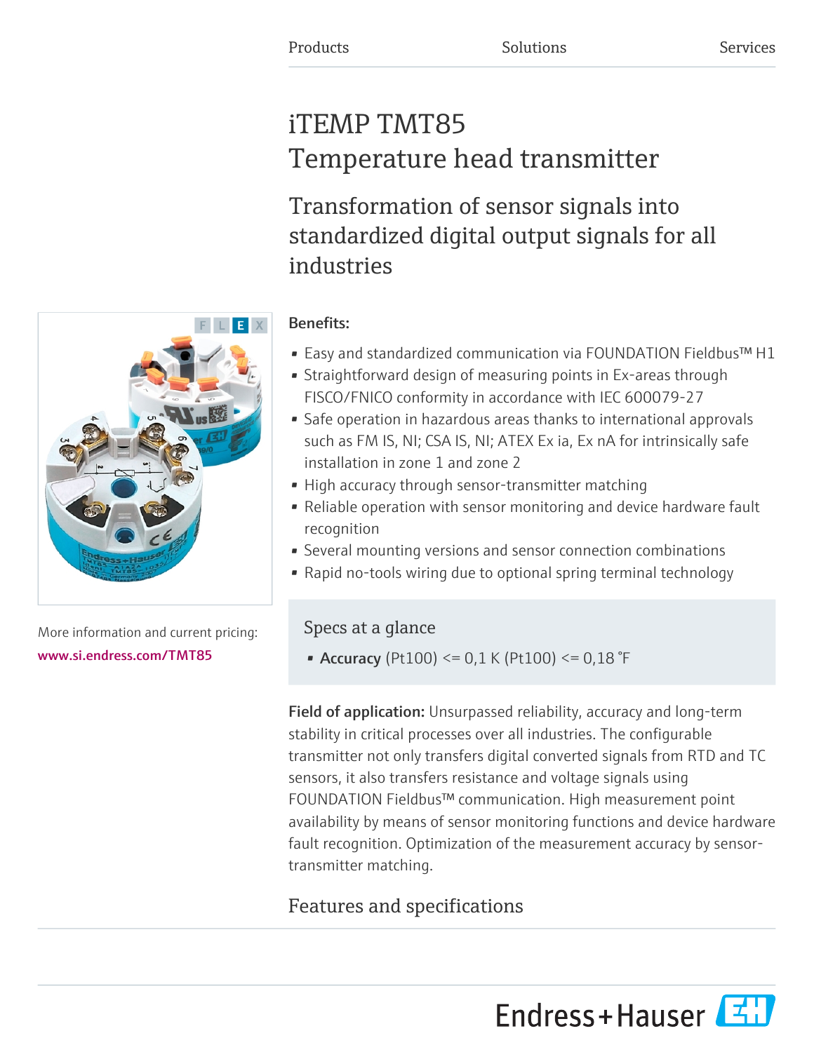Products Solutions Services

# iTEMP TMT85
# Temperature head transmitter

## Transformation of sensor signals into standardized digital output signals for all industries

More information and current pricing:
www.si.endress.com/TMT85

**Benefits:**

- Easy and standardized communication via FOUNDATION Fieldbus™ H1
- Straightforward design of measuring points in Ex-areas through FISCO/FNICO conformity in accordance with IEC 600079-27
- Safe operation in hazardous areas thanks to international approvals such as FM IS, NI; CSA IS, NI; ATEX Ex ia, Ex nA for intrinsically safe installation in zone 1 and zone 2
- High accuracy through sensor-transmitter matching
- Reliable operation with sensor monitoring and device hardware fault recognition
- Several mounting versions and sensor connection combinations
- Rapid no-tools wiring due to optional spring terminal technology

### Specs at a glance

- **Accuracy** (Pt100) <= 0,1 K (Pt100) <= 0,18 °F

**Field of application:** Unsurpassed reliability, accuracy and long-term stability in critical processes over all industries. The configurable transmitter not only transfers digital converted signals from RTD and TC sensors, it also transfers resistance and voltage signals using FOUNDATION Fieldbus™ communication. High measurement point availability by means of sensor monitoring functions and device hardware fault recognition. Optimization of the measurement accuracy by sensor-transmitter matching.

## Features and specifications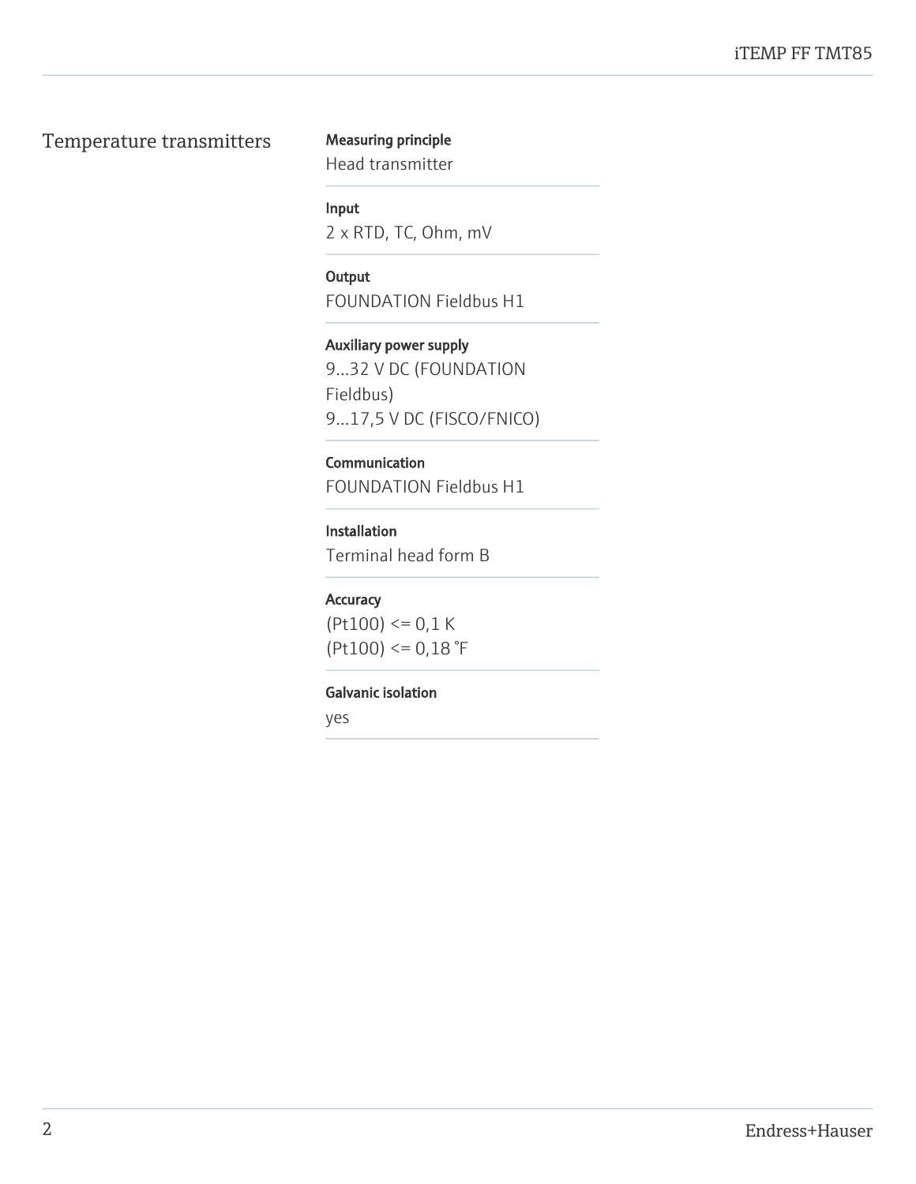## Temperature transmitters

**Measuring principle**
Head transmitter

**Input**
2 x RTD, TC, Ohm, mV

**Output**
FOUNDATION Fieldbus H1

**Auxiliary power supply**
9...32 V DC (FOUNDATION Fieldbus)
9...17,5 V DC (FISCO/FNICO)

**Communication**
FOUNDATION Fieldbus H1

**Installation**
Terminal head form B

**Accuracy**
(Pt100) <= 0,1 K
(Pt100) <= 0,18 °F

**Galvanic isolation**
yes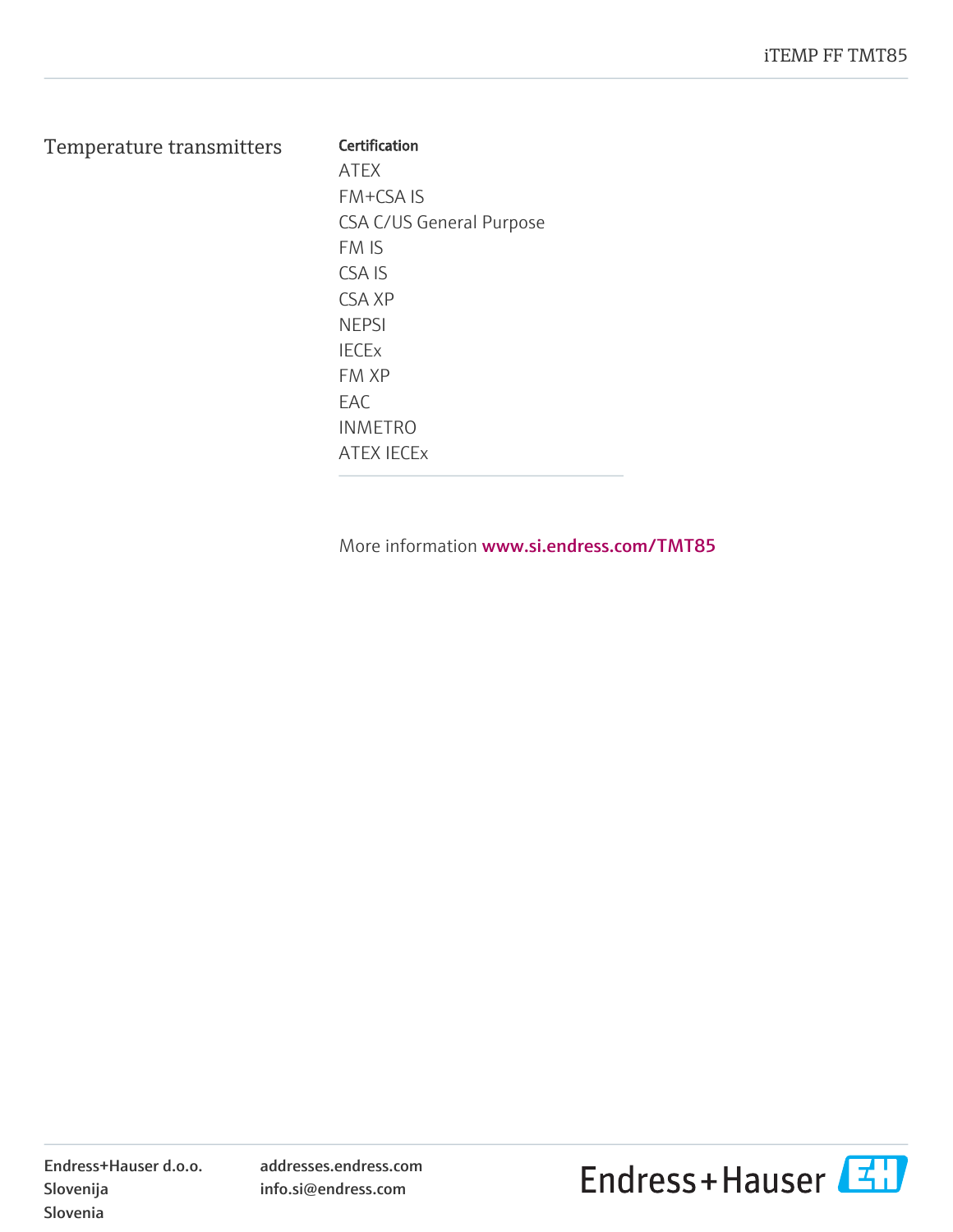## Temperature transmitters

| Certification |
| --- |
| ATEX |
| FM+CSA IS |
| CSA C/US General Purpose |
| FM IS |
| CSA IS |
| CSA XP |
| NEPSI |
| IECEx |
| FM XP |
| EAC |
| INMETRO |
| ATEX IECEx |

More information **www.si.endress.com/TMT85**

Endress+Hauser d.o.o.
Slovenija
Slovenia

addresses.endress.com
info.si@endress.com